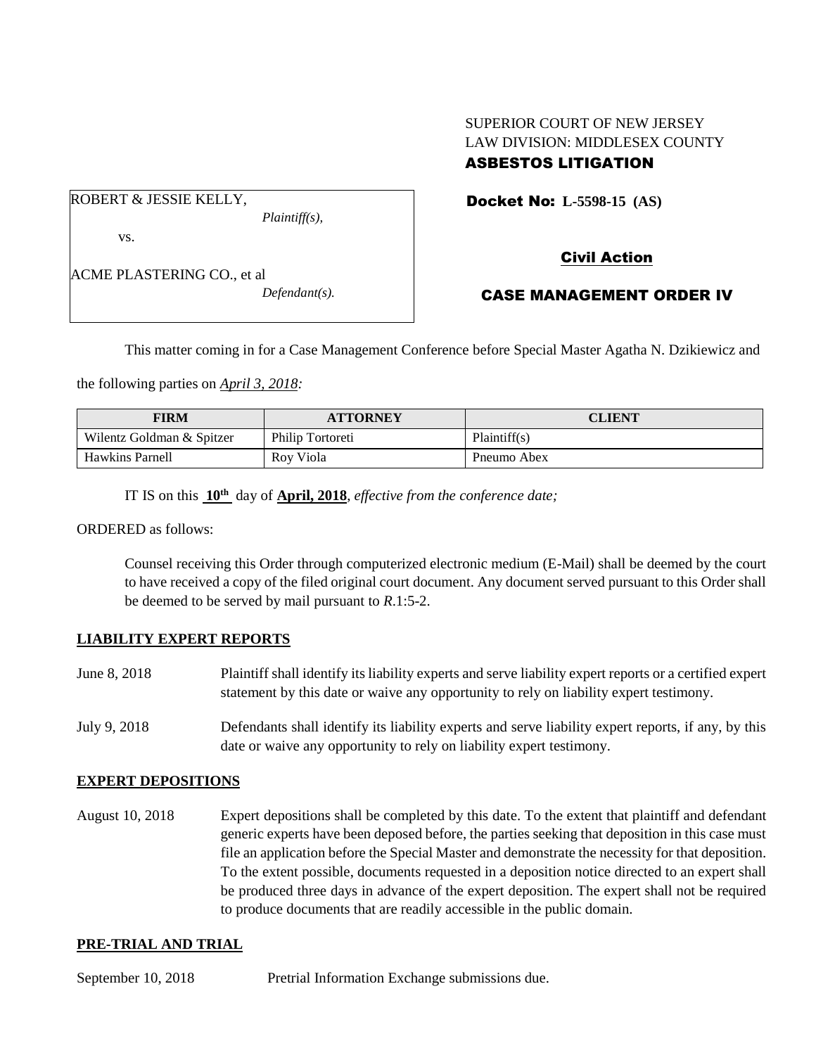SUPERIOR COURT OF NEW JERSEY
LAW DIVISION: MIDDLESEX COUNTY
**ASBESTOS LITIGATION**

ROBERT & JESSIE KELLY,
*Plaintiff(s),*

vs.

ACME PLASTERING CO., et al
*Defendant(s).*

**Docket No: L-5598-15 (AS)**

**Civil Action**

**CASE MANAGEMENT ORDER IV**

This matter coming in for a Case Management Conference before Special Master Agatha N. Dzikiewicz and the following parties on *April 3, 2018:*

| FIRM | ATTORNEY | CLIENT |
|---|---|---|
| Wilentz Goldman & Spitzer | Philip Tortoreti | Plaintiff(s) |
| Hawkins Parnell | Roy Viola | Pneumo Abex |

IT IS on this **10th** day of **April, 2018**, *effective from the conference date;*

ORDERED as follows:

Counsel receiving this Order through computerized electronic medium (E-Mail) shall be deemed by the court to have received a copy of the filed original court document. Any document served pursuant to this Order shall be deemed to be served by mail pursuant to *R*.1:5-2.

## LIABILITY EXPERT REPORTS

June 8, 2018 — Plaintiff shall identify its liability experts and serve liability expert reports or a certified expert statement by this date or waive any opportunity to rely on liability expert testimony.

July 9, 2018 — Defendants shall identify its liability experts and serve liability expert reports, if any, by this date or waive any opportunity to rely on liability expert testimony.

## EXPERT DEPOSITIONS

August 10, 2018 — Expert depositions shall be completed by this date. To the extent that plaintiff and defendant generic experts have been deposed before, the parties seeking that deposition in this case must file an application before the Special Master and demonstrate the necessity for that deposition. To the extent possible, documents requested in a deposition notice directed to an expert shall be produced three days in advance of the expert deposition. The expert shall not be required to produce documents that are readily accessible in the public domain.

## PRE-TRIAL AND TRIAL

September 10, 2018 — Pretrial Information Exchange submissions due.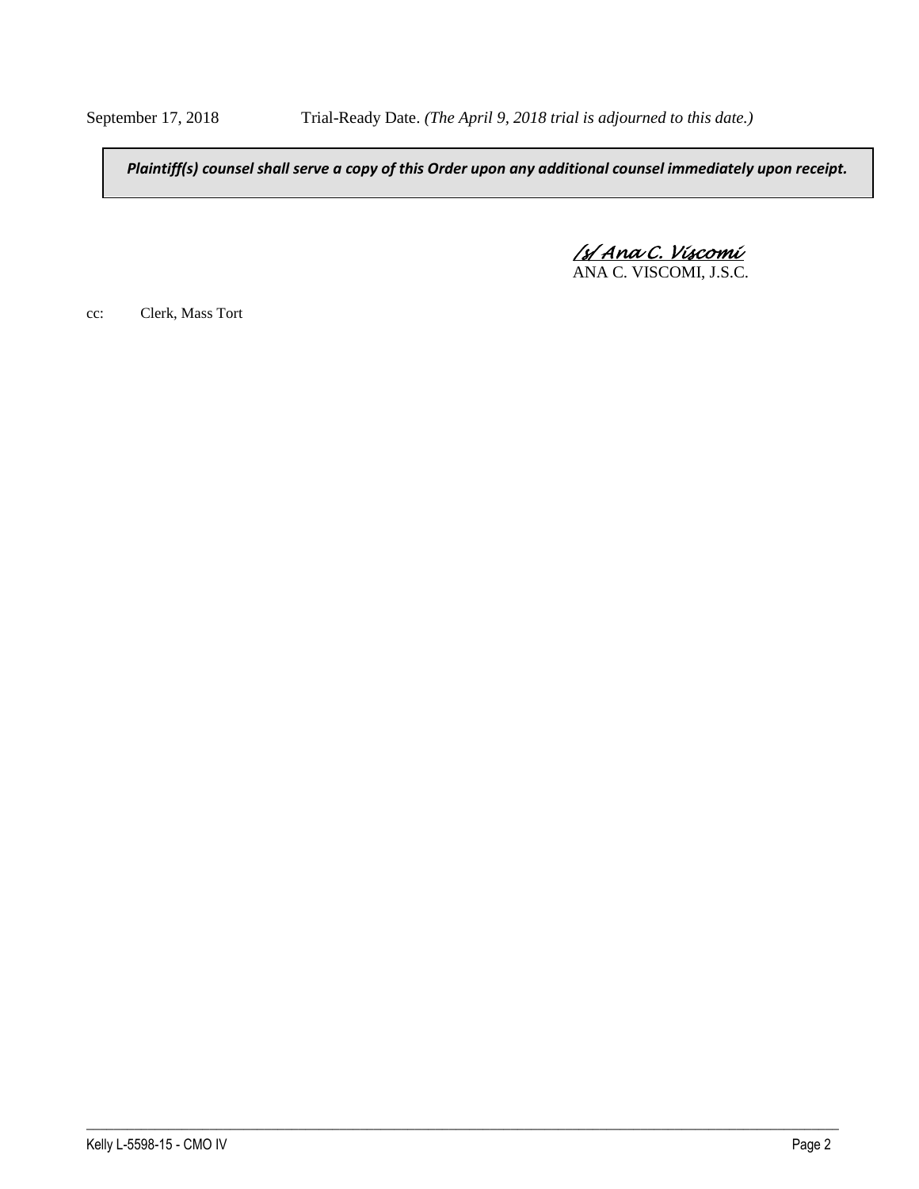September 17, 2018 Trial-Ready Date. *(The April 9, 2018 trial is adjourned to this date.)*

| |
|---|
| ***Plaintiff(s) counsel shall serve a copy of this Order upon any additional counsel immediately upon receipt.*** |

*/s/ Ana C. Viscomi*
ANA C. VISCOMI, J.S.C.

cc: Clerk, Mass Tort